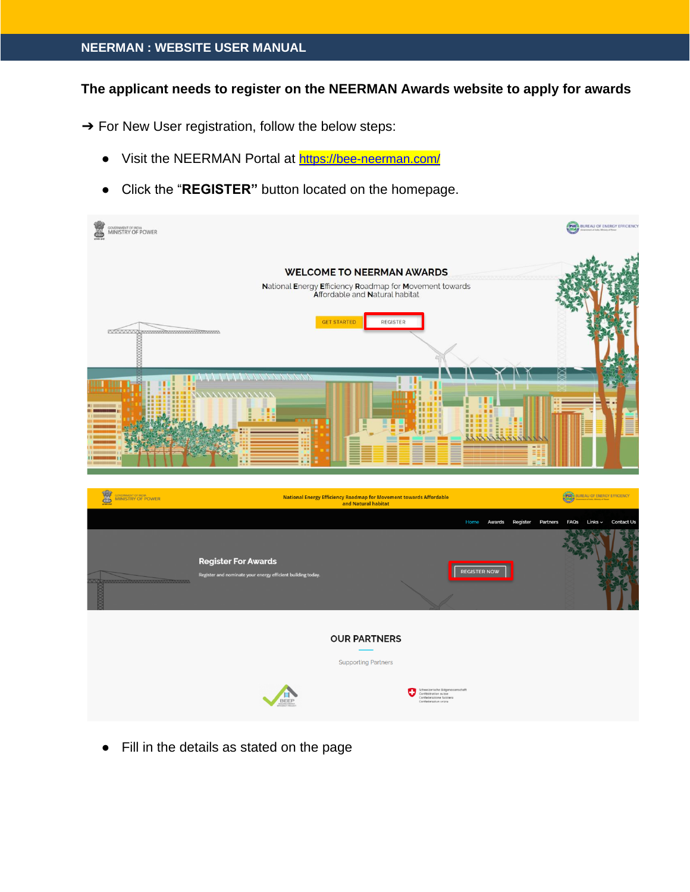The applicant needs to register on the NEERMAN Awards website to apply for awards

➔ For New User registration, follow the below steps:

- Visit the NEERMAN Portal at https://bee-neerman.com/
- Click the "**REGISTER"** button located on the homepage.

- Fill in the details as stated on the page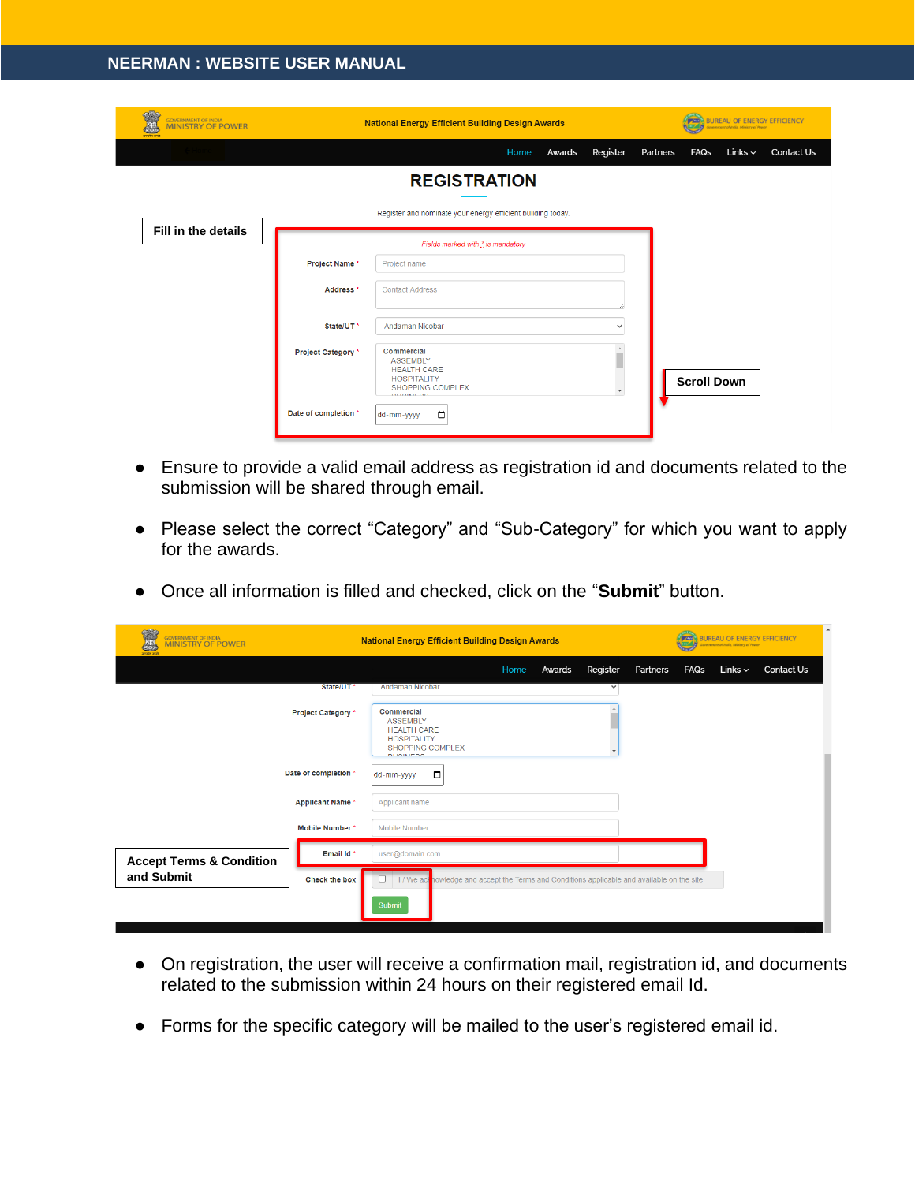- Ensure to provide a valid email address as registration id and documents related to the submission will be shared through email.

- Please select the correct "Category" and "Sub-Category" for which you want to apply for the awards.

- Once all information is filled and checked, click on the "**Submit**" button.

- On registration, the user will receive a confirmation mail, registration id, and documents related to the submission within 24 hours on their registered email Id.

- Forms for the specific category will be mailed to the user's registered email id.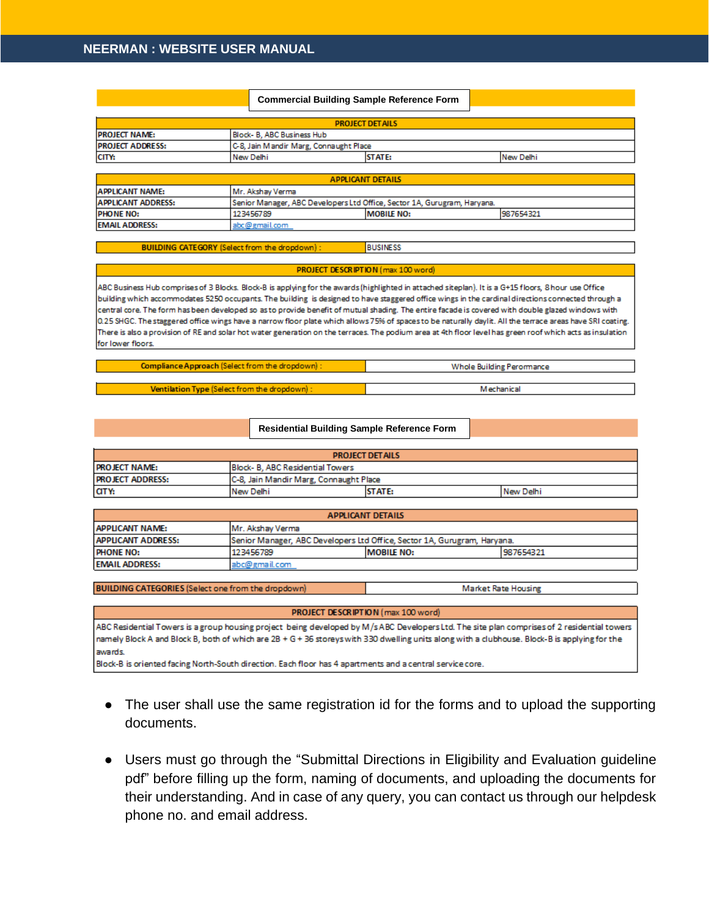## Commercial Building Sample Reference Form

| PROJECT DETAILS | | | |
|---|---|---|---|
| PROJECT NAME: | Block- B, ABC Business Hub | | |
| PROJECT ADDRESS: | C-8, Jain Mandir Marg, Connaught Place | | |
| CITY: | New Delhi | STATE: | New Delhi |

| APPLICANT DETAILS | | | |
|---|---|---|---|
| APPLICANT NAME: | Mr. Akshay Verma | | |
| APPLICANT ADDRESS: | Senior Manager, ABC Developers Ltd Office, Sector 1A, Gurugram, Haryana. | | |
| PHONE NO: | 123456789 | MOBILE NO: | 987654321 |
| EMAIL ADDRESS: | abc@gmail.com | | |

| BUILDING CATEGORY (Select from the dropdown) : | BUSINESS |
|---|---|

**PROJECT DESCRIPTION** (max 100 word)

ABC Business Hub comprises of 3 Blocks. Block-B is applying for the awards (highlighted in attached siteplan). It is a G+15 floors, 8 hour use Office building which accommodates 5250 occupants. The building is designed to have staggered office wings in the cardinal directions connected through a central core. The form has been developed so as to provide benefit of mutual shading. The entire facade is covered with double glazed windows with 0.25 SHGC. The staggered office wings have a narrow floor plate which allows 75% of spaces to be naturally daylit. All the terrace areas have SRI coating. There is also a provision of RE and solar hot water generation on the terraces. The podium area at 4th floor level has green roof which acts as insulation for lower floors.

| Compliance Approach (Select from the dropdown) : | Whole Building Peromance |
|---|---|

| Ventilation Type (Select from the dropdown) : | Mechanical |
|---|---|

## Residential Building Sample Reference Form

| PROJECT DETAILS | | | |
|---|---|---|---|
| PROJECT NAME: | Block- B, ABC Residential Towers | | |
| PROJECT ADDRESS: | C-8, Jain Mandir Marg, Connaught Place | | |
| CITY: | New Delhi | STATE: | New Delhi |

| APPLICANT DETAILS | | | |
|---|---|---|---|
| APPLICANT NAME: | Mr. Akshay Verma | | |
| APPLICANT ADDRESS: | Senior Manager, ABC Developers Ltd Office, Sector 1A, Gurugram, Haryana. | | |
| PHONE NO: | 123456789 | MOBILE NO: | 987654321 |
| EMAIL ADDRESS: | abc@gmail.com | | |

| BUILDING CATEGORIES (Select one from the dropdown) | Market Rate Housing |
|---|---|

**PROJECT DESCRIPTION** (max 100 word)

ABC Residential Towers is a group housing project being developed by M/s ABC Developers Ltd. The site plan comprises of 2 residential towers namely Block A and Block B, both of which are 2B + G + 36 storeys with 330 dwelling units along with a clubhouse. Block-B is applying for the awards.

Block-B is oriented facing North-South direction. Each floor has 4 apartments and a central service core.

- The user shall use the same registration id for the forms and to upload the supporting documents.
- Users must go through the "Submittal Directions in Eligibility and Evaluation guideline pdf" before filling up the form, naming of documents, and uploading the documents for their understanding. And in case of any query, you can contact us through our helpdesk phone no. and email address.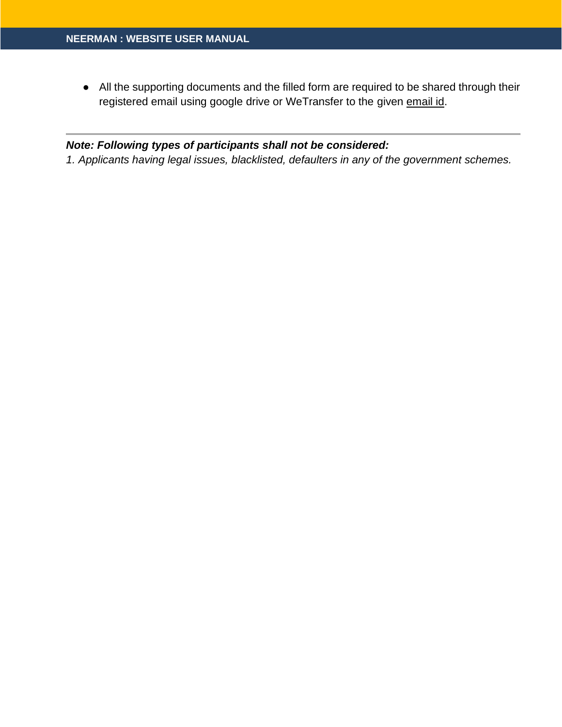- All the supporting documents and the filled form are required to be shared through their registered email using google drive or WeTransfer to the given email id.

---

***Note: Following types of participants shall not be considered:***

*1. Applicants having legal issues, blacklisted, defaulters in any of the government schemes.*